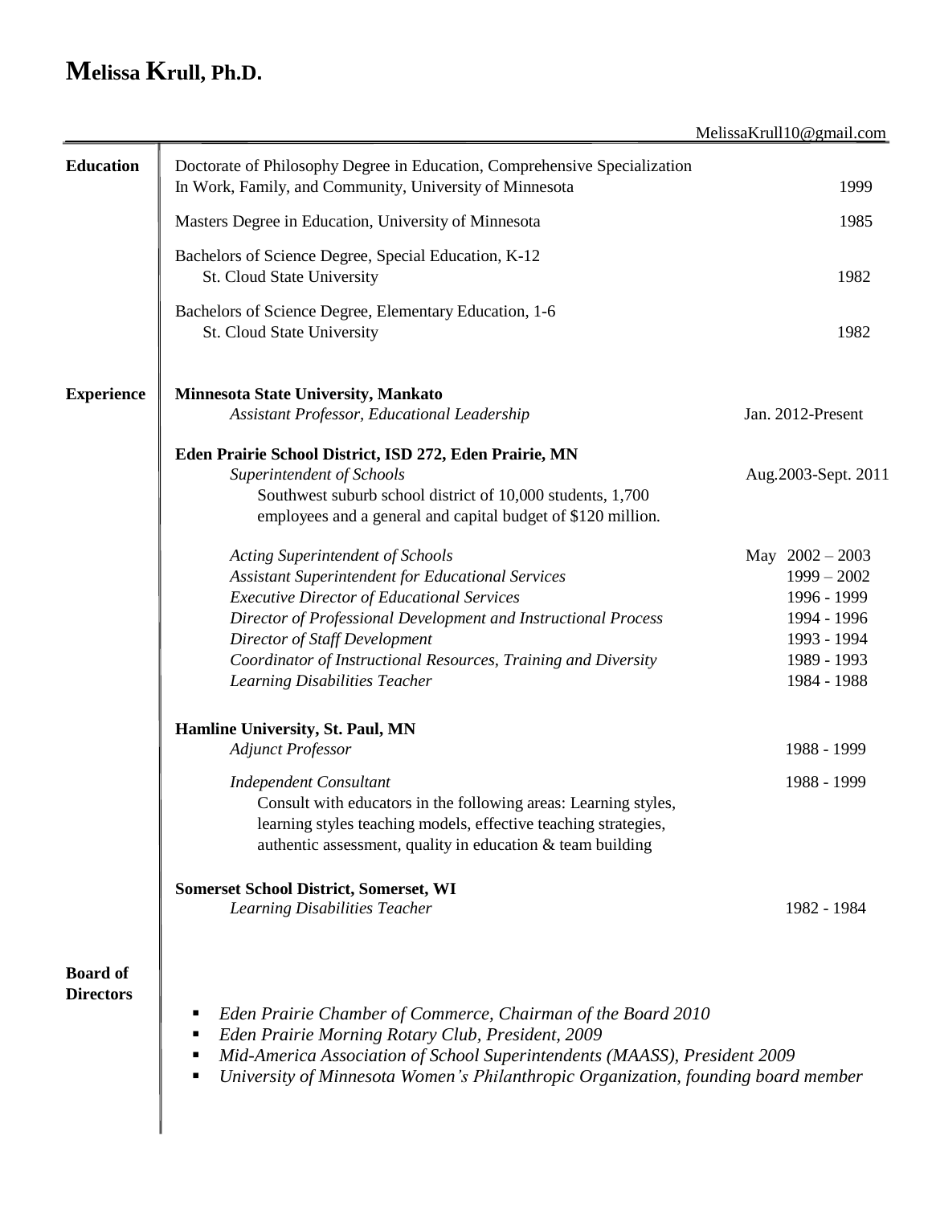# Melissa Krull, Ph.D.

MelissaKrull10@gmail.com

## Education

Doctorate of Philosophy Degree in Education, Comprehensive Specialization In Work, Family, and Community, University of Minnesota — 1999

Masters Degree in Education, University of Minnesota — 1985

Bachelors of Science Degree, Special Education, K-12
St. Cloud State University — 1982

Bachelors of Science Degree, Elementary Education, 1-6
St. Cloud State University — 1982

## Experience

**Minnesota State University, Mankato**
*Assistant Professor, Educational Leadership* — Jan. 2012-Present

**Eden Prairie School District, ISD 272, Eden Prairie, MN**
*Superintendent of Schools* — Aug.2003-Sept. 2011
Southwest suburb school district of 10,000 students, 1,700 employees and a general and capital budget of $120 million.

*Acting Superintendent of Schools* — May 2002 – 2003
*Assistant Superintendent for Educational Services* — 1999 – 2002
*Executive Director of Educational Services* — 1996 - 1999
*Director of Professional Development and Instructional Process* — 1994 - 1996
*Director of Staff Development* — 1993 - 1994
*Coordinator of Instructional Resources, Training and Diversity* — 1989 - 1993
*Learning Disabilities Teacher* — 1984 - 1988

**Hamline University, St. Paul, MN**
*Adjunct Professor* — 1988 - 1999

*Independent Consultant* — 1988 - 1999
Consult with educators in the following areas: Learning styles, learning styles teaching models, effective teaching strategies, authentic assessment, quality in education & team building

**Somerset School District, Somerset, WI**
*Learning Disabilities Teacher* — 1982 - 1984

## Board of Directors

- *Eden Prairie Chamber of Commerce, Chairman of the Board 2010*
- *Eden Prairie Morning Rotary Club, President, 2009*
- *Mid-America Association of School Superintendents (MAASS), President 2009*
- *University of Minnesota Women's Philanthropic Organization, founding board member*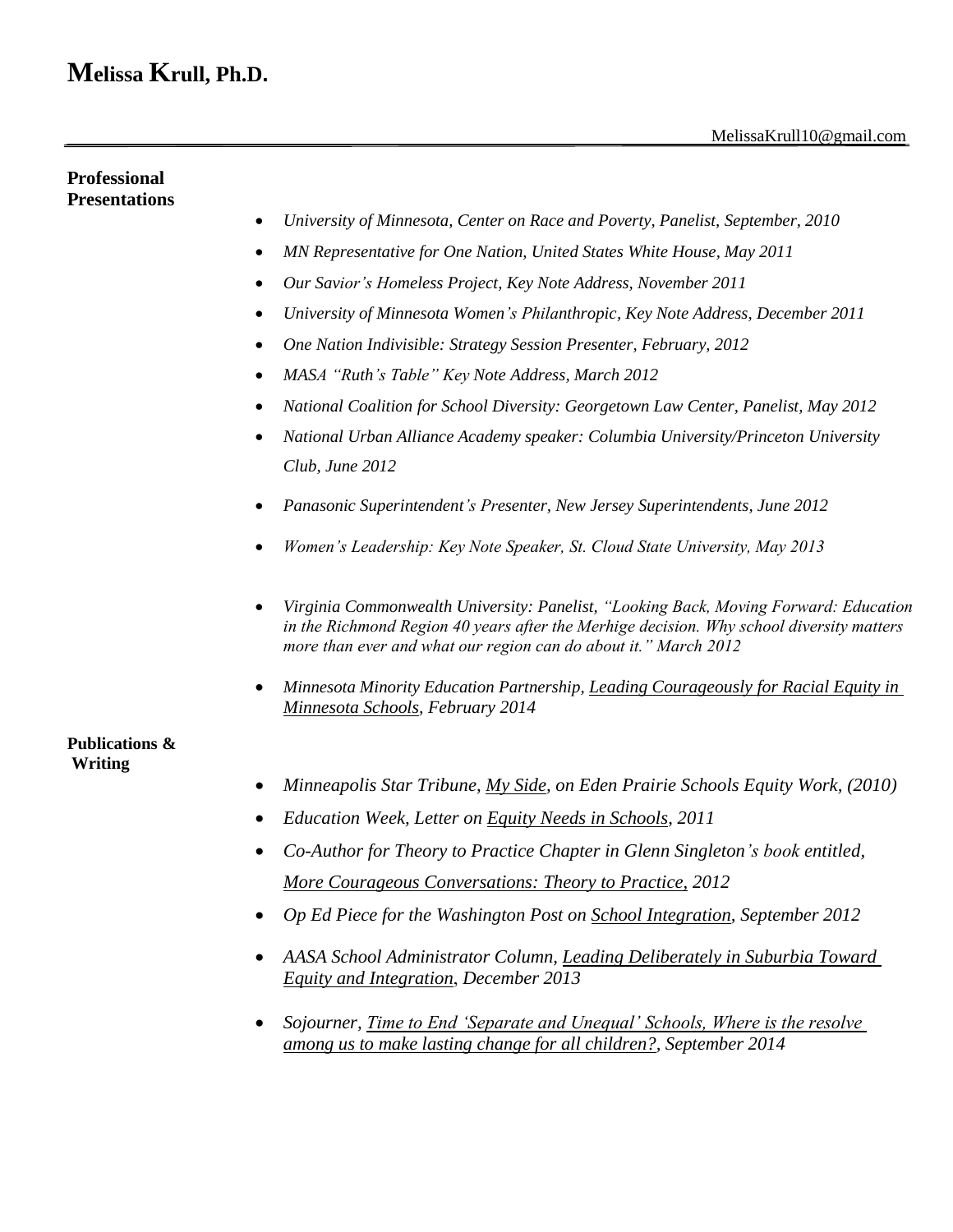# **M**elissa **K**rull, Ph.D.

MelissaKrull10@gmail.com

---

## Professional Presentations

- *University of Minnesota, Center on Race and Poverty, Panelist, September, 2010*
- *MN Representative for One Nation, United States White House, May 2011*
- *Our Savior's Homeless Project, Key Note Address, November 2011*
- *University of Minnesota Women's Philanthropic, Key Note Address, December 2011*
- *One Nation Indivisible: Strategy Session Presenter, February, 2012*
- *MASA "Ruth's Table" Key Note Address, March 2012*
- *National Coalition for School Diversity: Georgetown Law Center, Panelist, May 2012*
- *National Urban Alliance Academy speaker: Columbia University/Princeton University Club, June 2012*
- *Panasonic Superintendent's Presenter, New Jersey Superintendents, June 2012*
- *Women's Leadership: Key Note Speaker, St. Cloud State University, May 2013*
- *Virginia Commonwealth University: Panelist, "Looking Back, Moving Forward: Education in the Richmond Region 40 years after the Merhige decision. Why school diversity matters more than ever and what our region can do about it." March 2012*
- *Minnesota Minority Education Partnership, <u>Leading Courageously for Racial Equity in Minnesota Schools</u>, February 2014*

## Publications & Writing

- *Minneapolis Star Tribune, <u>My Side</u>, on Eden Prairie Schools Equity Work, (2010)*
- *Education Week, Letter on <u>Equity Needs in Schools</u>, 2011*
- *Co-Author for Theory to Practice Chapter in Glenn Singleton's book entitled, <u>More Courageous Conversations: Theory to Practice,</u> 2012*
- *Op Ed Piece for the Washington Post on <u>School Integration</u>, September 2012*
- *AASA School Administrator Column, <u>Leading Deliberately in Suburbia Toward Equity and Integration</u>, December 2013*
- *Sojourner, <u>Time to End 'Separate and Unequal' Schools, Where is the resolve among us to make lasting change for all children?</u>, September 2014*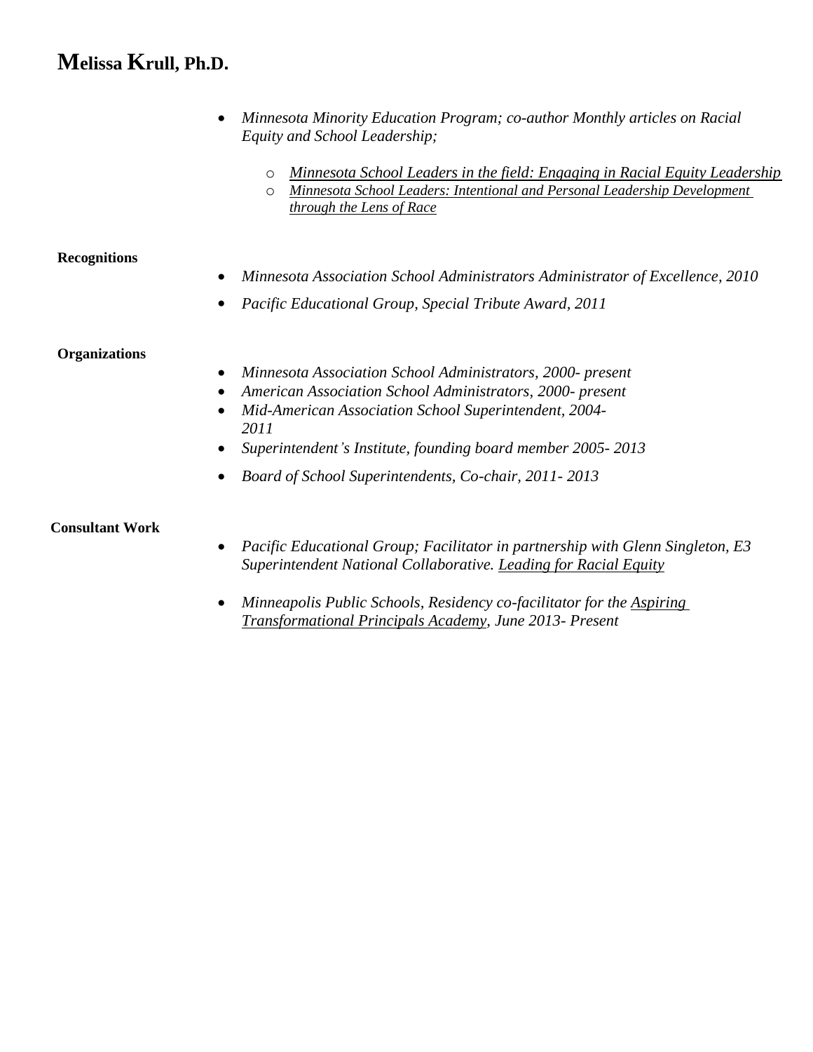# Melissa Krull, Ph.D.

- *Minnesota Minority Education Program; co-author Monthly articles on Racial Equity and School Leadership;*
  - *Minnesota School Leaders in the field: Engaging in Racial Equity Leadership*
  - *Minnesota School Leaders: Intentional and Personal Leadership Development through the Lens of Race*

**Recognitions**

- *Minnesota Association School Administrators Administrator of Excellence, 2010*
- *Pacific Educational Group, Special Tribute Award, 2011*

**Organizations**

- *Minnesota Association School Administrators, 2000- present*
- *American Association School Administrators, 2000- present*
- *Mid-American Association School Superintendent, 2004-2011*
- *Superintendent's Institute, founding board member 2005- 2013*
- *Board of School Superintendents, Co-chair, 2011- 2013*

**Consultant Work**

- *Pacific Educational Group; Facilitator in partnership with Glenn Singleton, E3 Superintendent National Collaborative. Leading for Racial Equity*
- *Minneapolis Public Schools, Residency co-facilitator for the Aspiring Transformational Principals Academy, June 2013- Present*